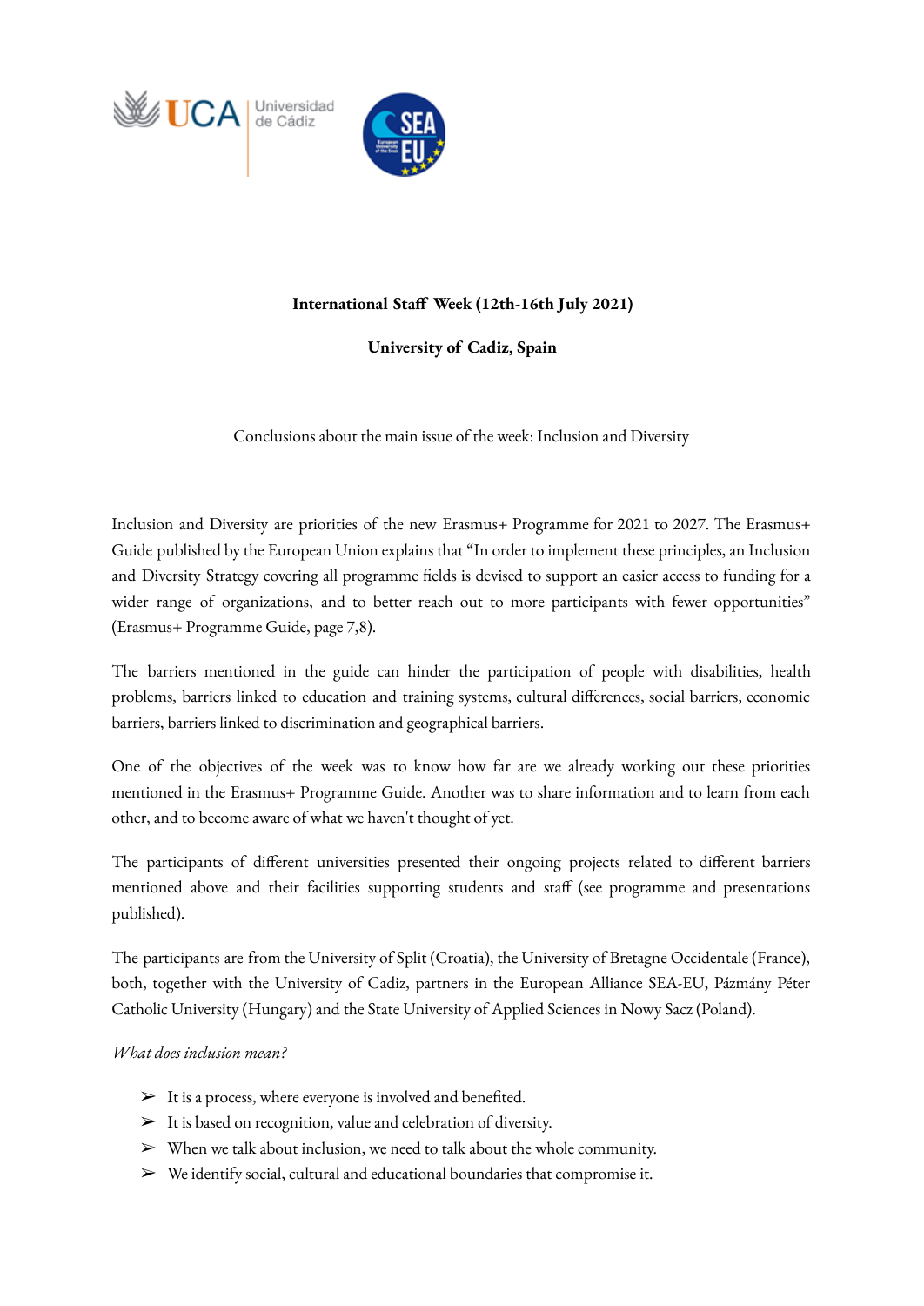**International Staff Week (12th-16th July 2021)**

**University of Cadiz, Spain**

Conclusions about the main issue of the week: Inclusion and Diversity

Inclusion and Diversity are priorities of the new Erasmus+ Programme for 2021 to 2027. The Erasmus+ Guide published by the European Union explains that "In order to implement these principles, an Inclusion and Diversity Strategy covering all programme fields is devised to support an easier access to funding for a wider range of organizations, and to better reach out to more participants with fewer opportunities" (Erasmus+ Programme Guide, page 7,8).

The barriers mentioned in the guide can hinder the participation of people with disabilities, health problems, barriers linked to education and training systems, cultural differences, social barriers, economic barriers, barriers linked to discrimination and geographical barriers.

One of the objectives of the week was to know how far are we already working out these priorities mentioned in the Erasmus+ Programme Guide. Another was to share information and to learn from each other, and to become aware of what we haven't thought of yet.

The participants of different universities presented their ongoing projects related to different barriers mentioned above and their facilities supporting students and staff (see programme and presentations published).

The participants are from the University of Split (Croatia), the University of Bretagne Occidentale (France), both, together with the University of Cadiz, partners in the European Alliance SEA-EU, Pázmány Péter Catholic University (Hungary) and the State University of Applied Sciences in Nowy Sacz (Poland).

*What does inclusion mean?*

- It is a process, where everyone is involved and benefited.
- It is based on recognition, value and celebration of diversity.
- When we talk about inclusion, we need to talk about the whole community.
- We identify social, cultural and educational boundaries that compromise it.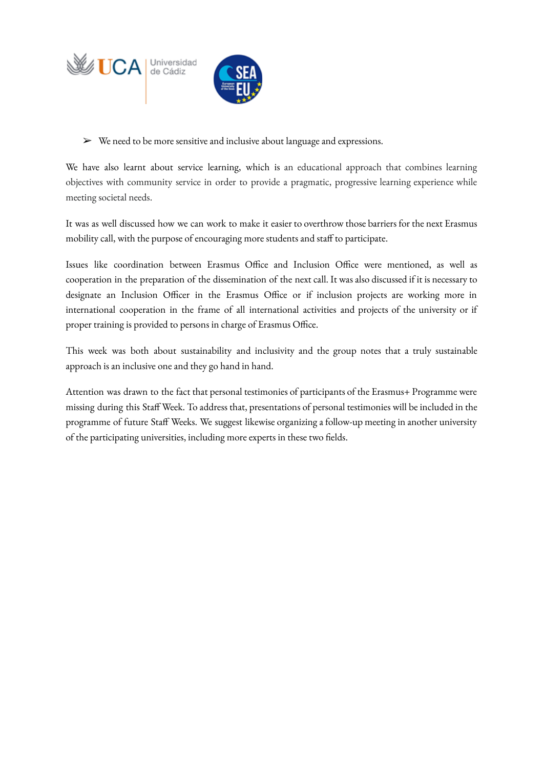- We need to be more sensitive and inclusive about language and expressions.

We have also learnt about service learning, which is an educational approach that combines learning objectives with community service in order to provide a pragmatic, progressive learning experience while meeting societal needs.

It was as well discussed how we can work to make it easier to overthrow those barriers for the next Erasmus mobility call, with the purpose of encouraging more students and staff to participate.

Issues like coordination between Erasmus Office and Inclusion Office were mentioned, as well as cooperation in the preparation of the dissemination of the next call. It was also discussed if it is necessary to designate an Inclusion Officer in the Erasmus Office or if inclusion projects are working more in international cooperation in the frame of all international activities and projects of the university or if proper training is provided to persons in charge of Erasmus Office.

This week was both about sustainability and inclusivity and the group notes that a truly sustainable approach is an inclusive one and they go hand in hand.

Attention was drawn to the fact that personal testimonies of participants of the Erasmus+ Programme were missing during this Staff Week. To address that, presentations of personal testimonies will be included in the programme of future Staff Weeks. We suggest likewise organizing a follow-up meeting in another university of the participating universities, including more experts in these two fields.